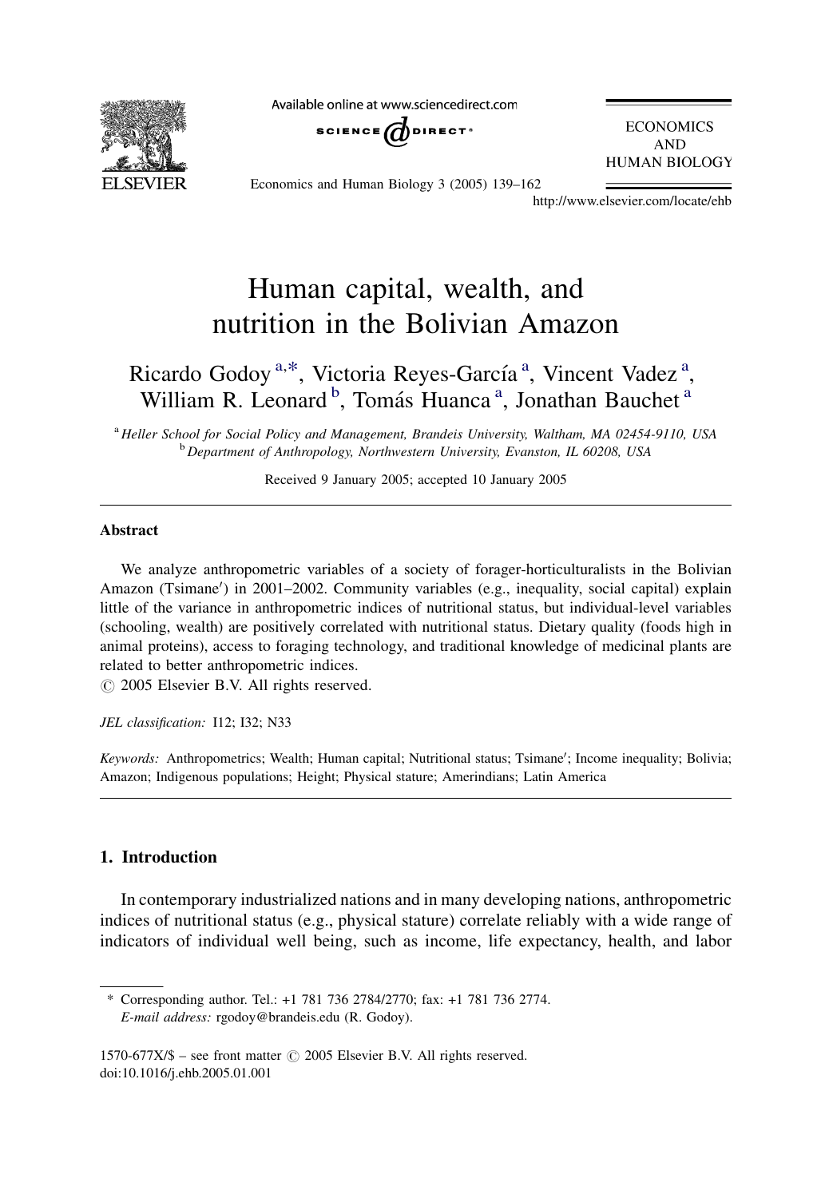# Human capital, wealth, and nutrition in the Bolivian Amazon

Ricardo Godoy [a,*], Victoria Reyes-García [a], Vincent Vadez [a], William R. Leonard [b], Tomás Huanca [a], Jonathan Bauchet [a]

[a] Heller School for Social Policy and Management, Brandeis University, Waltham, MA 02454-9110, USA

[b] Department of Anthropology, Northwestern University, Evanston, IL 60208, USA

Received 9 January 2005; accepted 10 January 2005

## Abstract

We analyze anthropometric variables of a society of forager-horticulturalists in the Bolivian Amazon (Tsimane′) in 2001–2002. Community variables (e.g., inequality, social capital) explain little of the variance in anthropometric indices of nutritional status, but individual-level variables (schooling, wealth) are positively correlated with nutritional status. Dietary quality (foods high in animal proteins), access to foraging technology, and traditional knowledge of medicinal plants are related to better anthropometric indices.

© 2005 Elsevier B.V. All rights reserved.

*JEL classification:* I12; I32; N33

*Keywords:* Anthropometrics; Wealth; Human capital; Nutritional status; Tsimane′; Income inequality; Bolivia; Amazon; Indigenous populations; Height; Physical stature; Amerindians; Latin America

## 1. Introduction

In contemporary industrialized nations and in many developing nations, anthropometric indices of nutritional status (e.g., physical stature) correlate reliably with a wide range of indicators of individual well being, such as income, life expectancy, health, and labor

\* Corresponding author. Tel.: +1 781 736 2784/2770; fax: +1 781 736 2774.
*E-mail address:* rgodoy@brandeis.edu (R. Godoy).

1570-677X/$ – see front matter © 2005 Elsevier B.V. All rights reserved.
doi:10.1016/j.ehb.2005.01.001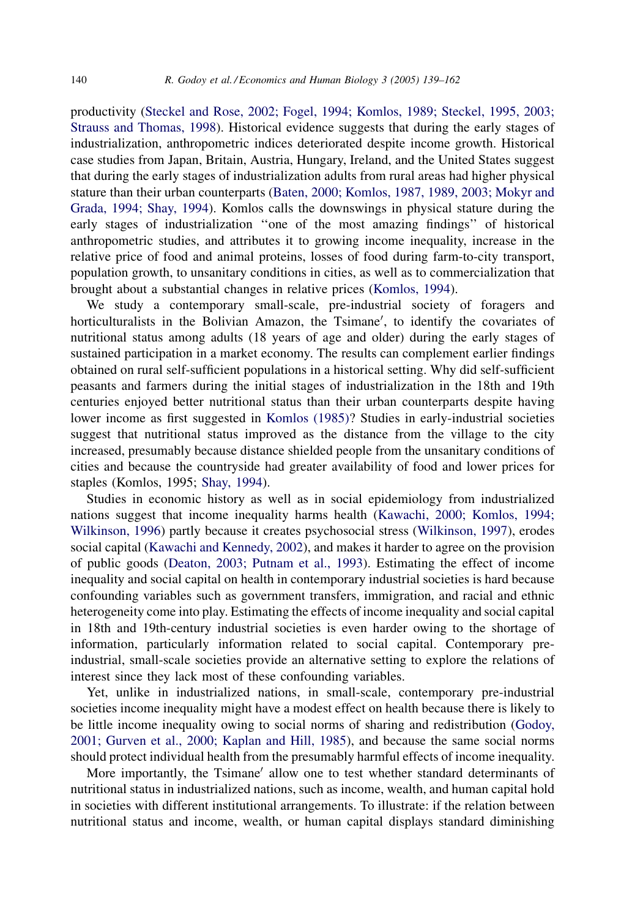productivity (Steckel and Rose, 2002; Fogel, 1994; Komlos, 1989; Steckel, 1995, 2003; Strauss and Thomas, 1998). Historical evidence suggests that during the early stages of industrialization, anthropometric indices deteriorated despite income growth. Historical case studies from Japan, Britain, Austria, Hungary, Ireland, and the United States suggest that during the early stages of industrialization adults from rural areas had higher physical stature than their urban counterparts (Baten, 2000; Komlos, 1987, 1989, 2003; Mokyr and Grada, 1994; Shay, 1994). Komlos calls the downswings in physical stature during the early stages of industrialization ''one of the most amazing findings'' of historical anthropometric studies, and attributes it to growing income inequality, increase in the relative price of food and animal proteins, losses of food during farm-to-city transport, population growth, to unsanitary conditions in cities, as well as to commercialization that brought about a substantial changes in relative prices (Komlos, 1994).

We study a contemporary small-scale, pre-industrial society of foragers and horticulturalists in the Bolivian Amazon, the Tsimane′, to identify the covariates of nutritional status among adults (18 years of age and older) during the early stages of sustained participation in a market economy. The results can complement earlier findings obtained on rural self-sufficient populations in a historical setting. Why did self-sufficient peasants and farmers during the initial stages of industrialization in the 18th and 19th centuries enjoyed better nutritional status than their urban counterparts despite having lower income as first suggested in Komlos (1985)? Studies in early-industrial societies suggest that nutritional status improved as the distance from the village to the city increased, presumably because distance shielded people from the unsanitary conditions of cities and because the countryside had greater availability of food and lower prices for staples (Komlos, 1995; Shay, 1994).

Studies in economic history as well as in social epidemiology from industrialized nations suggest that income inequality harms health (Kawachi, 2000; Komlos, 1994; Wilkinson, 1996) partly because it creates psychosocial stress (Wilkinson, 1997), erodes social capital (Kawachi and Kennedy, 2002), and makes it harder to agree on the provision of public goods (Deaton, 2003; Putnam et al., 1993). Estimating the effect of income inequality and social capital on health in contemporary industrial societies is hard because confounding variables such as government transfers, immigration, and racial and ethnic heterogeneity come into play. Estimating the effects of income inequality and social capital in 18th and 19th-century industrial societies is even harder owing to the shortage of information, particularly information related to social capital. Contemporary pre-industrial, small-scale societies provide an alternative setting to explore the relations of interest since they lack most of these confounding variables.

Yet, unlike in industrialized nations, in small-scale, contemporary pre-industrial societies income inequality might have a modest effect on health because there is likely to be little income inequality owing to social norms of sharing and redistribution (Godoy, 2001; Gurven et al., 2000; Kaplan and Hill, 1985), and because the same social norms should protect individual health from the presumably harmful effects of income inequality.

More importantly, the Tsimane′ allow one to test whether standard determinants of nutritional status in industrialized nations, such as income, wealth, and human capital hold in societies with different institutional arrangements. To illustrate: if the relation between nutritional status and income, wealth, or human capital displays standard diminishing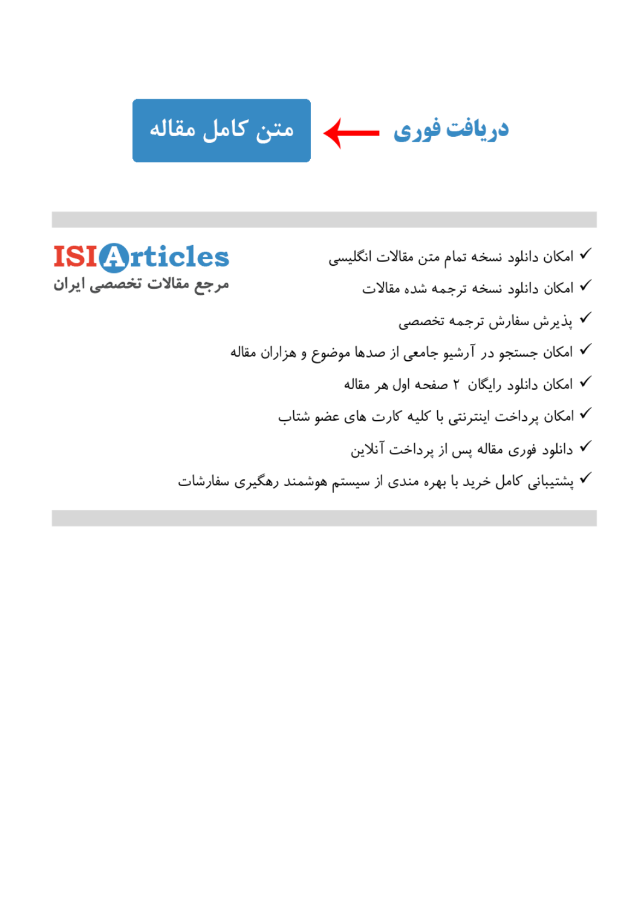دریافت فوری ← **متن کامل مقاله**

**ISIArticles**
مرجع مقالات تخصصی ایران

- ✓ امکان دانلود نسخه تمام متن مقالات انگلیسی
- ✓ امکان دانلود نسخه ترجمه شده مقالات
- ✓ پذیرش سفارش ترجمه تخصصی
- ✓ امکان جستجو در آرشیو جامعی از صدها موضوع و هزاران مقاله
- ✓ امکان دانلود رایگان ۲ صفحه اول هر مقاله
- ✓ امکان پرداخت اینترنتی با کلیه کارت های عضو شتاب
- ✓ دانلود فوری مقاله پس از پرداخت آنلاین
- ✓ پشتیبانی کامل خرید با بهره مندی از سیستم هوشمند رهگیری سفارشات